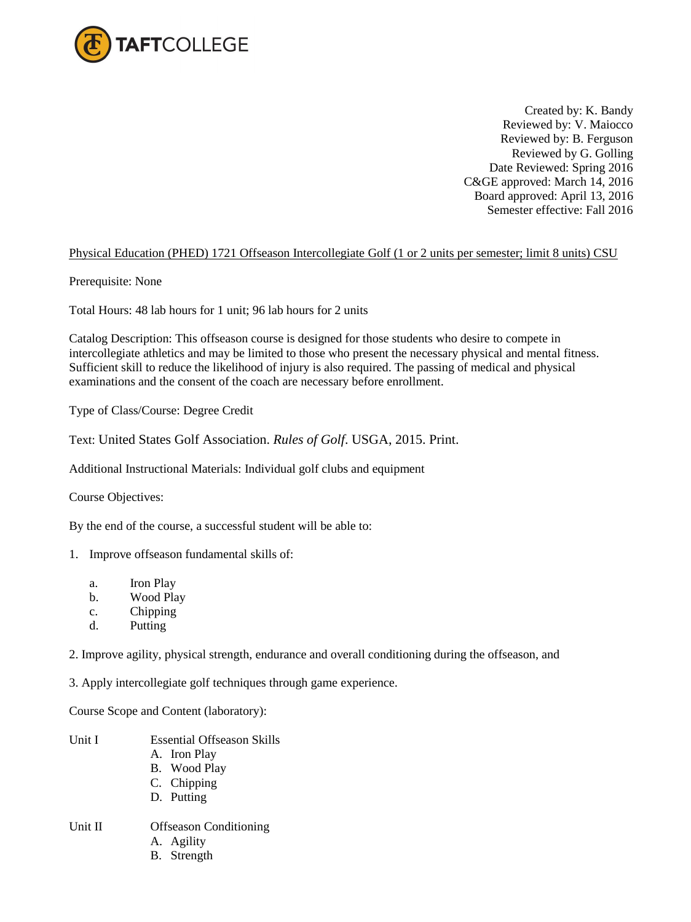TAFTCOLLEGE

Created by: K. Bandy
Reviewed by: V. Maiocco
Reviewed by: B. Ferguson
Reviewed by G. Golling
Date Reviewed: Spring 2016
C&GE approved: March 14, 2016
Board approved: April 13, 2016
Semester effective: Fall 2016

Physical Education (PHED) 1721 Offseason Intercollegiate Golf (1 or 2 units per semester; limit 8 units) CSU

Prerequisite: None

Total Hours: 48 lab hours for 1 unit; 96 lab hours for 2 units

Catalog Description: This offseason course is designed for those students who desire to compete in intercollegiate athletics and may be limited to those who present the necessary physical and mental fitness. Sufficient skill to reduce the likelihood of injury is also required. The passing of medical and physical examinations and the consent of the coach are necessary before enrollment.

Type of Class/Course: Degree Credit

Text: United States Golf Association. *Rules of Golf*. USGA, 2015. Print.

Additional Instructional Materials: Individual golf clubs and equipment

Course Objectives:

By the end of the course, a successful student will be able to:

1. Improve offseason fundamental skills of:

    a. Iron Play
    b. Wood Play
    c. Chipping
    d. Putting

2. Improve agility, physical strength, endurance and overall conditioning during the offseason, and

3. Apply intercollegiate golf techniques through game experience.

Course Scope and Content (laboratory):

Unit I Essential Offseason Skills
- A. Iron Play
- B. Wood Play
- C. Chipping
- D. Putting

Unit II Offseason Conditioning
- A. Agility
- B. Strength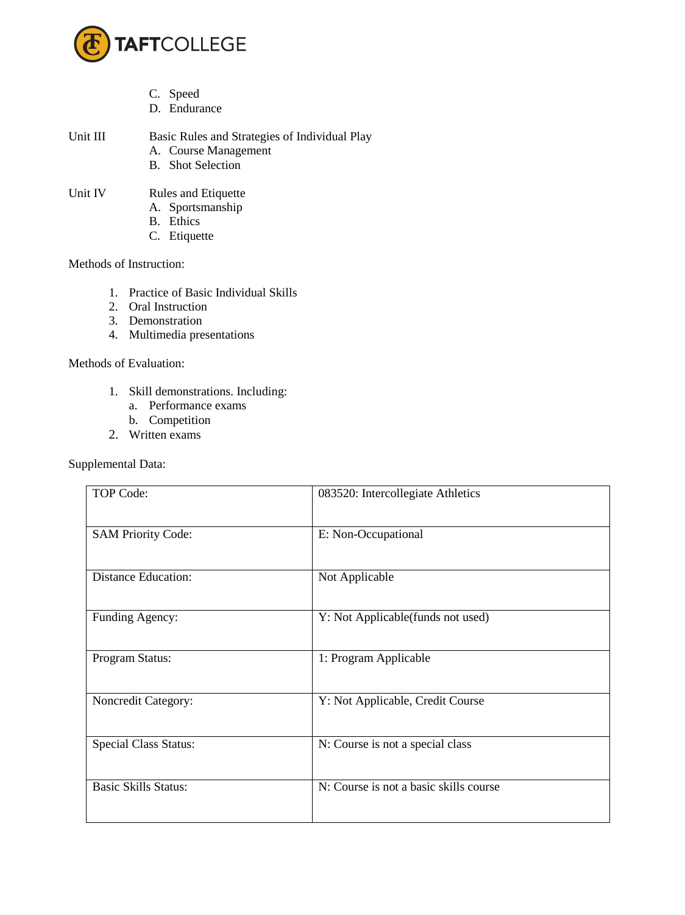C. Speed
D. Endurance

Unit III Basic Rules and Strategies of Individual Play

A. Course Management
B. Shot Selection

Unit IV Rules and Etiquette

A. Sportsmanship
B. Ethics
C. Etiquette

Methods of Instruction:

1. Practice of Basic Individual Skills
2. Oral Instruction
3. Demonstration
4. Multimedia presentations

Methods of Evaluation:

1. Skill demonstrations. Including:
   a. Performance exams
   b. Competition
2. Written exams

Supplemental Data:

| TOP Code: | 083520: Intercollegiate Athletics |
|---|---|
| SAM Priority Code: | E: Non-Occupational |
| Distance Education: | Not Applicable |
| Funding Agency: | Y: Not Applicable(funds not used) |
| Program Status: | 1: Program Applicable |
| Noncredit Category: | Y: Not Applicable, Credit Course |
| Special Class Status: | N: Course is not a special class |
| Basic Skills Status: | N: Course is not a basic skills course |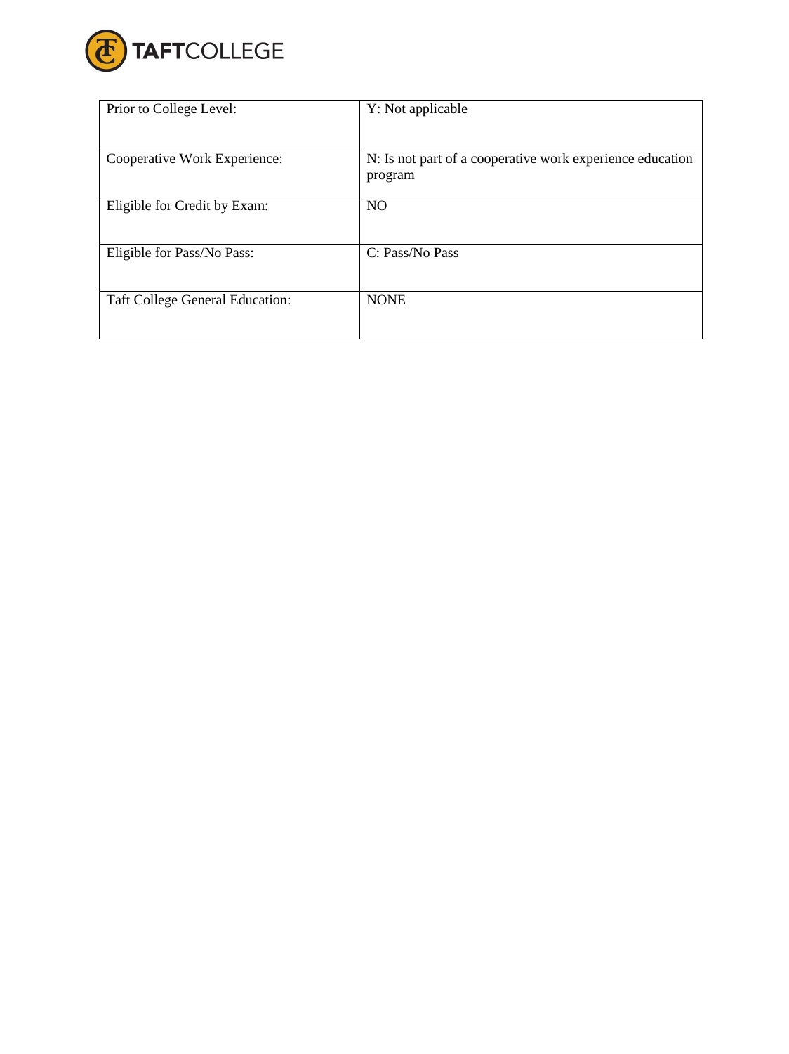| | |
|---|---|
| Prior to College Level: | Y: Not applicable |
| Cooperative Work Experience: | N: Is not part of a cooperative work experience education program |
| Eligible for Credit by Exam: | NO |
| Eligible for Pass/No Pass: | C: Pass/No Pass |
| Taft College General Education: | NONE |